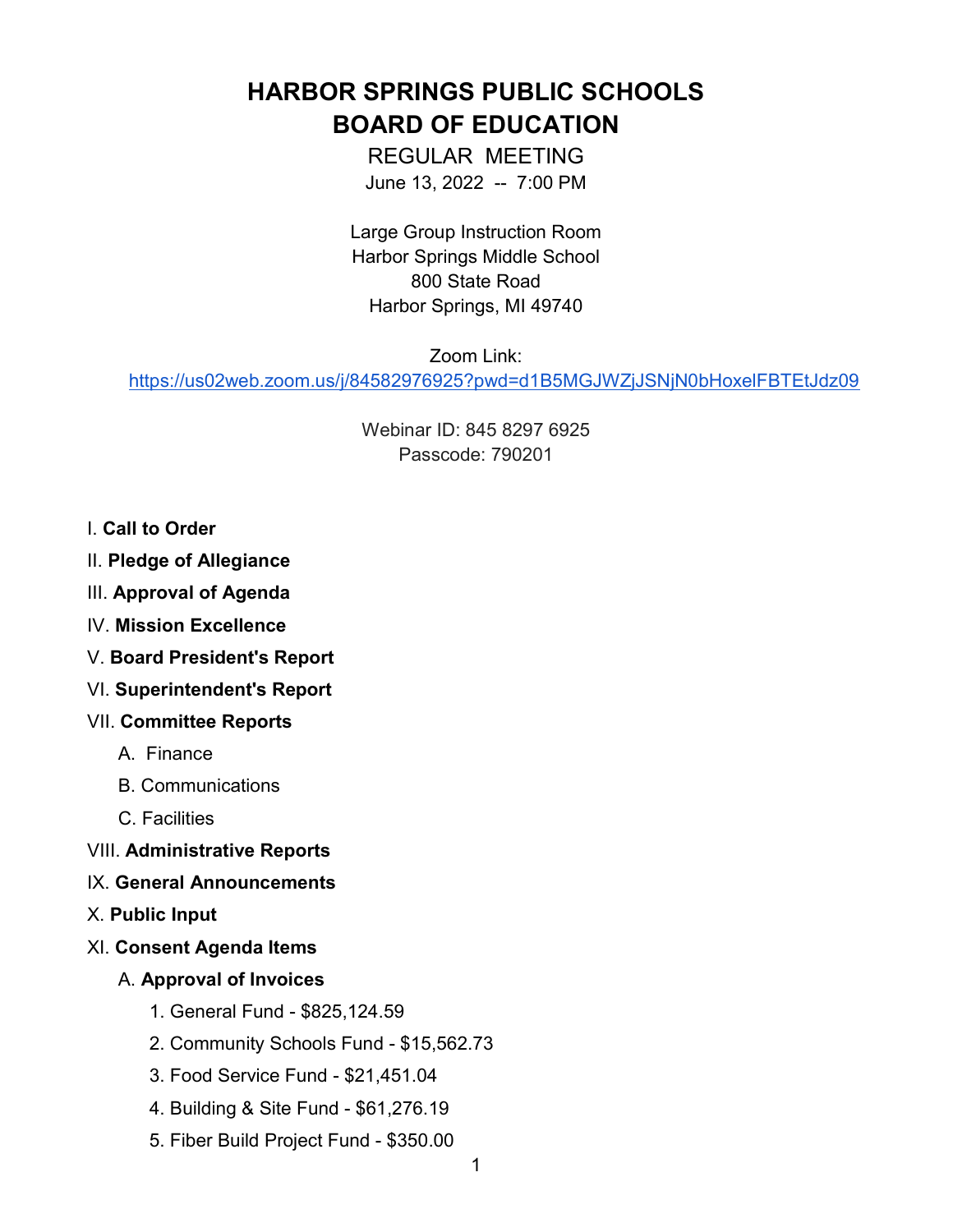# HARBOR SPRINGS PUBLIC SCHOOLS
# BOARD OF EDUCATION

REGULAR MEETING

June 13, 2022 -- 7:00 PM

Large Group Instruction Room
Harbor Springs Middle School
800 State Road
Harbor Springs, MI 49740

Zoom Link:
https://us02web.zoom.us/j/84582976925?pwd=d1B5MGJWZjJSNjN0bHoxelFBTEtJdz09

Webinar ID: 845 8297 6925
Passcode: 790201

I. **Call to Order**

II. **Pledge of Allegiance**

III. **Approval of Agenda**

IV. **Mission Excellence**

V. **Board President's Report**

VI. **Superintendent's Report**

VII. **Committee Reports**

  A. Finance

  B. Communications

  C. Facilities

VIII. **Administrative Reports**

IX. **General Announcements**

X. **Public Input**

XI. **Consent Agenda Items**

  A. **Approval of Invoices**

    1. General Fund - $825,124.59

    2. Community Schools Fund - $15,562.73

    3. Food Service Fund - $21,451.04

    4. Building & Site Fund - $61,276.19

    5. Fiber Build Project Fund - $350.00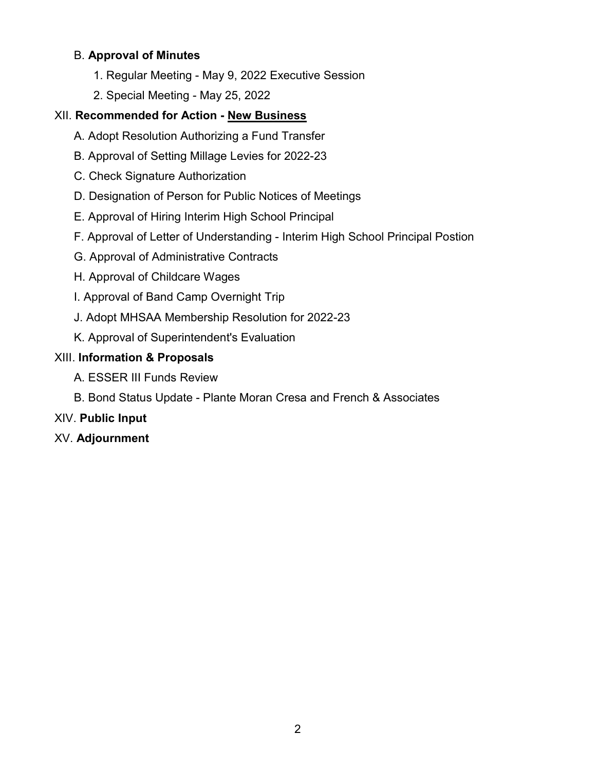B. **Approval of Minutes**

1. Regular Meeting - May 9, 2022 Executive Session
2. Special Meeting - May 25, 2022

XII. **Recommended for Action - New Business**

A. Adopt Resolution Authorizing a Fund Transfer

B. Approval of Setting Millage Levies for 2022-23

C. Check Signature Authorization

D. Designation of Person for Public Notices of Meetings

E. Approval of Hiring Interim High School Principal

F. Approval of Letter of Understanding - Interim High School Principal Postion

G. Approval of Administrative Contracts

H. Approval of Childcare Wages

I. Approval of Band Camp Overnight Trip

J. Adopt MHSAA Membership Resolution for 2022-23

K. Approval of Superintendent's Evaluation

XIII. **Information & Proposals**

A. ESSER III Funds Review

B. Bond Status Update - Plante Moran Cresa and French & Associates

XIV. **Public Input**

XV. **Adjournment**